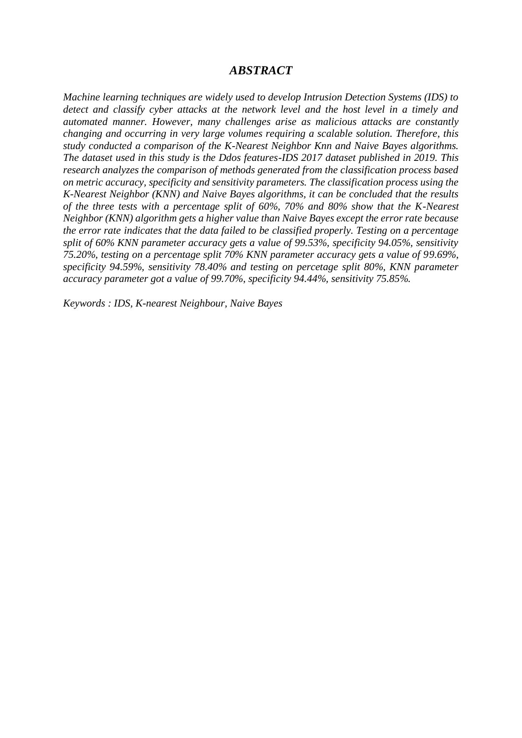# *ABSTRACT*

*Machine learning techniques are widely used to develop Intrusion Detection Systems (IDS) to detect and classify cyber attacks at the network level and the host level in a timely and automated manner. However, many challenges arise as malicious attacks are constantly changing and occurring in very large volumes requiring a scalable solution. Therefore, this study conducted a comparison of the K-Nearest Neighbor Knn and Naive Bayes algorithms. The dataset used in this study is the Ddos features-IDS 2017 dataset published in 2019. This research analyzes the comparison of methods generated from the classification process based on metric accuracy, specificity and sensitivity parameters. The classification process using the K-Nearest Neighbor (KNN) and Naive Bayes algorithms, it can be concluded that the results of the three tests with a percentage split of 60%, 70% and 80% show that the K-Nearest Neighbor (KNN) algorithm gets a higher value than Naive Bayes except the error rate because the error rate indicates that the data failed to be classified properly. Testing on a percentage split of 60% KNN parameter accuracy gets a value of 99.53%, specificity 94.05%, sensitivity 75.20%, testing on a percentage split 70% KNN parameter accuracy gets a value of 99.69%, specificity 94.59%, sensitivity 78.40% and testing on percetage split 80%, KNN parameter accuracy parameter got a value of 99.70%, specificity 94.44%, sensitivity 75.85%.*

*Keywords : IDS, K-nearest Neighbour, Naive Bayes*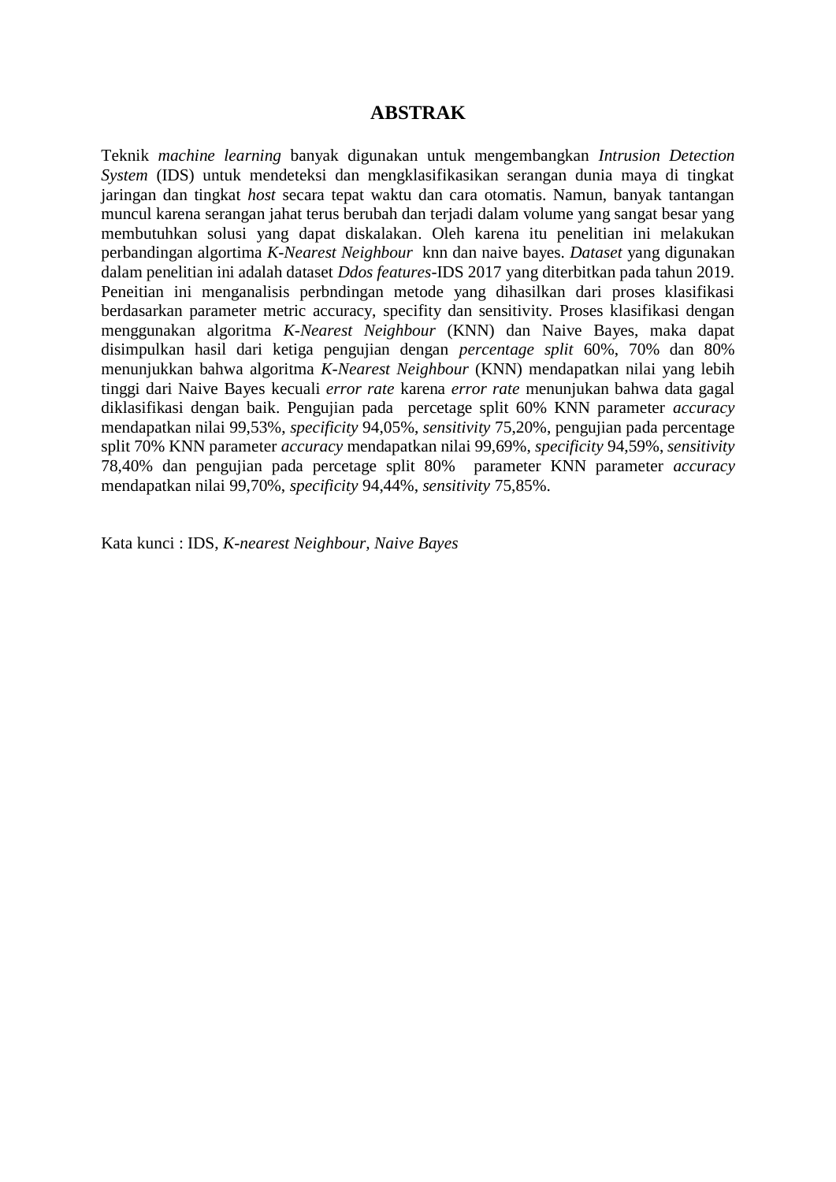# ABSTRAK

Teknik *machine learning* banyak digunakan untuk mengembangkan *Intrusion Detection System* (IDS) untuk mendeteksi dan mengklasifikasikan serangan dunia maya di tingkat jaringan dan tingkat *host* secara tepat waktu dan cara otomatis. Namun, banyak tantangan muncul karena serangan jahat terus berubah dan terjadi dalam volume yang sangat besar yang membutuhkan solusi yang dapat diskalakan. Oleh karena itu penelitian ini melakukan perbandingan algortima *K-Nearest Neighbour* knn dan naive bayes. *Dataset* yang digunakan dalam penelitian ini adalah dataset *Ddos features*-IDS 2017 yang diterbitkan pada tahun 2019. Peneitian ini menganalisis perbndingan metode yang dihasilkan dari proses klasifikasi berdasarkan parameter metric accuracy, specifity dan sensitivity. Proses klasifikasi dengan menggunakan algoritma *K-Nearest Neighbour* (KNN) dan Naive Bayes, maka dapat disimpulkan hasil dari ketiga pengujian dengan *percentage split* 60%, 70% dan 80% menunjukkan bahwa algoritma *K-Nearest Neighbour* (KNN) mendapatkan nilai yang lebih tinggi dari Naive Bayes kecuali *error rate* karena *error rate* menunjukan bahwa data gagal diklasifikasi dengan baik. Pengujian pada percetage split 60% KNN parameter *accuracy* mendapatkan nilai 99,53%, *specificity* 94,05%, *sensitivity* 75,20%, pengujian pada percentage split 70% KNN parameter *accuracy* mendapatkan nilai 99,69%, *specificity* 94,59%, *sensitivity* 78,40% dan pengujian pada percetage split 80% parameter KNN parameter *accuracy* mendapatkan nilai 99,70%, *specificity* 94,44%, *sensitivity* 75,85%.

Kata kunci : IDS, *K-nearest Neighbour, Naive Bayes*